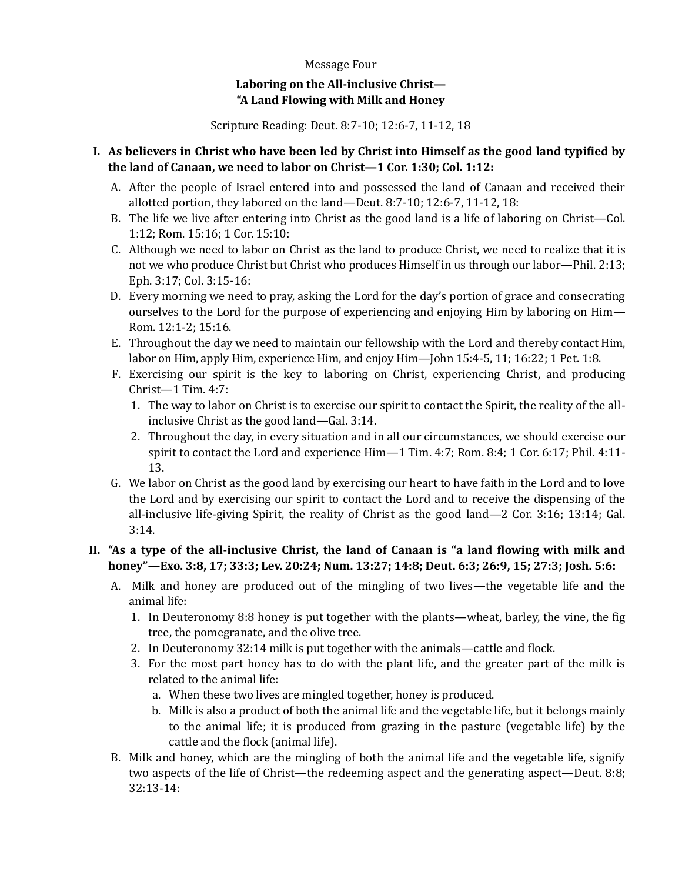Message Four

# Laboring on the All-inclusive Christ— "A Land Flowing with Milk and Honey

Scripture Reading: Deut. 8:7-10; 12:6-7, 11-12, 18

**I. As believers in Christ who have been led by Christ into Himself as the good land typified by the land of Canaan, we need to labor on Christ—1 Cor. 1:30; Col. 1:12:**

A. After the people of Israel entered into and possessed the land of Canaan and received their allotted portion, they labored on the land—Deut. 8:7-10; 12:6-7, 11-12, 18:

B. The life we live after entering into Christ as the good land is a life of laboring on Christ—Col. 1:12; Rom. 15:16; 1 Cor. 15:10:

C. Although we need to labor on Christ as the land to produce Christ, we need to realize that it is not we who produce Christ but Christ who produces Himself in us through our labor—Phil. 2:13; Eph. 3:17; Col. 3:15-16:

D. Every morning we need to pray, asking the Lord for the day's portion of grace and consecrating ourselves to the Lord for the purpose of experiencing and enjoying Him by laboring on Him—Rom. 12:1-2; 15:16.

E. Throughout the day we need to maintain our fellowship with the Lord and thereby contact Him, labor on Him, apply Him, experience Him, and enjoy Him—John 15:4-5, 11; 16:22; 1 Pet. 1:8.

F. Exercising our spirit is the key to laboring on Christ, experiencing Christ, and producing Christ—1 Tim. 4:7:

1. The way to labor on Christ is to exercise our spirit to contact the Spirit, the reality of the all-inclusive Christ as the good land—Gal. 3:14.
2. Throughout the day, in every situation and in all our circumstances, we should exercise our spirit to contact the Lord and experience Him—1 Tim. 4:7; Rom. 8:4; 1 Cor. 6:17; Phil. 4:11-13.

G. We labor on Christ as the good land by exercising our heart to have faith in the Lord and to love the Lord and by exercising our spirit to contact the Lord and to receive the dispensing of the all-inclusive life-giving Spirit, the reality of Christ as the good land—2 Cor. 3:16; 13:14; Gal. 3:14.

**II. "As a type of the all-inclusive Christ, the land of Canaan is "a land flowing with milk and honey"—Exo. 3:8, 17; 33:3; Lev. 20:24; Num. 13:27; 14:8; Deut. 6:3; 26:9, 15; 27:3; Josh. 5:6:**

A. Milk and honey are produced out of the mingling of two lives—the vegetable life and the animal life:

1. In Deuteronomy 8:8 honey is put together with the plants—wheat, barley, the vine, the fig tree, the pomegranate, and the olive tree.
2. In Deuteronomy 32:14 milk is put together with the animals—cattle and flock.
3. For the most part honey has to do with the plant life, and the greater part of the milk is related to the animal life:
   a. When these two lives are mingled together, honey is produced.
   b. Milk is also a product of both the animal life and the vegetable life, but it belongs mainly to the animal life; it is produced from grazing in the pasture (vegetable life) by the cattle and the flock (animal life).

B. Milk and honey, which are the mingling of both the animal life and the vegetable life, signify two aspects of the life of Christ—the redeeming aspect and the generating aspect—Deut. 8:8; 32:13-14: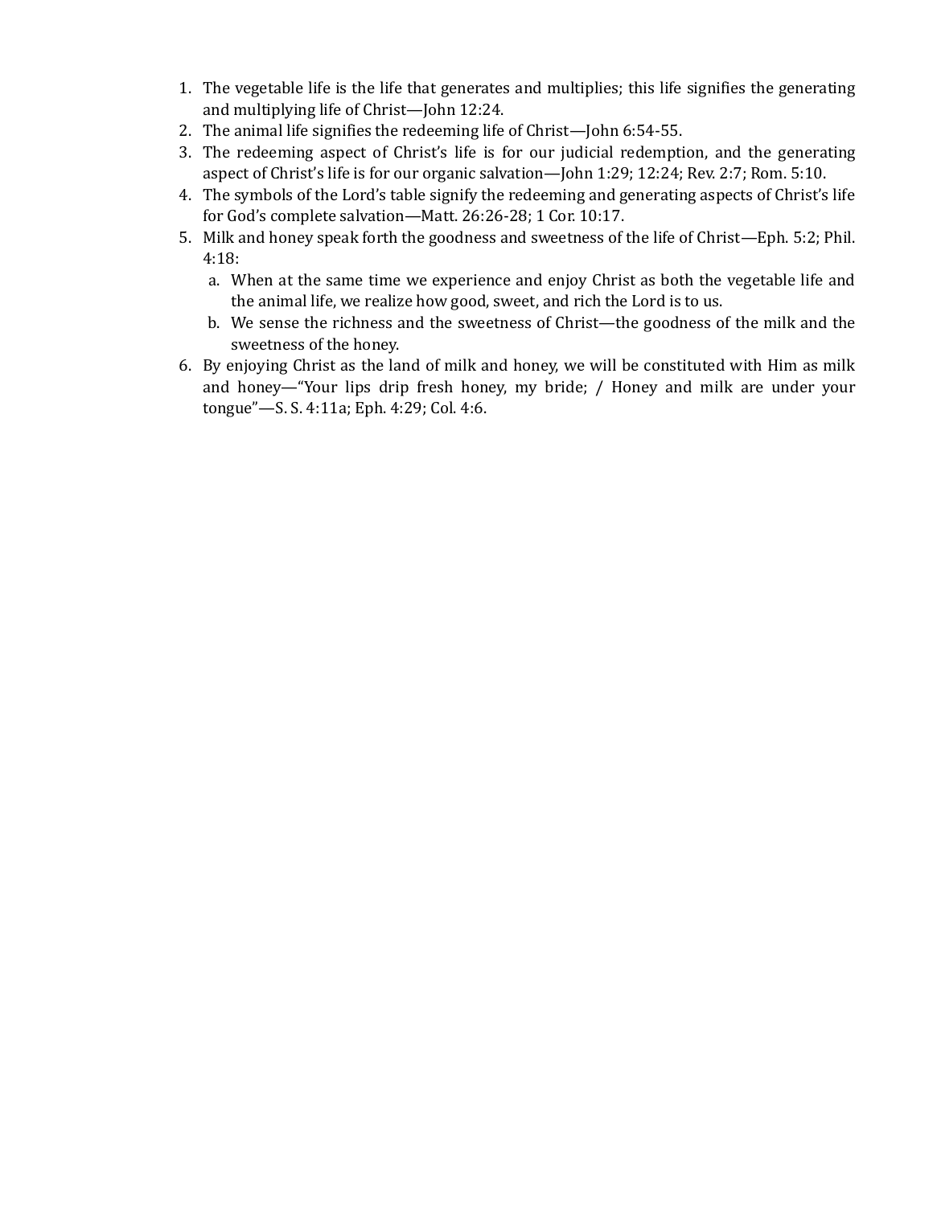1. The vegetable life is the life that generates and multiplies; this life signifies the generating and multiplying life of Christ—John 12:24.
2. The animal life signifies the redeeming life of Christ—John 6:54-55.
3. The redeeming aspect of Christ's life is for our judicial redemption, and the generating aspect of Christ's life is for our organic salvation—John 1:29; 12:24; Rev. 2:7; Rom. 5:10.
4. The symbols of the Lord's table signify the redeeming and generating aspects of Christ's life for God's complete salvation—Matt. 26:26-28; 1 Cor. 10:17.
5. Milk and honey speak forth the goodness and sweetness of the life of Christ—Eph. 5:2; Phil. 4:18:
   a. When at the same time we experience and enjoy Christ as both the vegetable life and the animal life, we realize how good, sweet, and rich the Lord is to us.
   b. We sense the richness and the sweetness of Christ—the goodness of the milk and the sweetness of the honey.
6. By enjoying Christ as the land of milk and honey, we will be constituted with Him as milk and honey—"Your lips drip fresh honey, my bride; / Honey and milk are under your tongue"—S. S. 4:11a; Eph. 4:29; Col. 4:6.